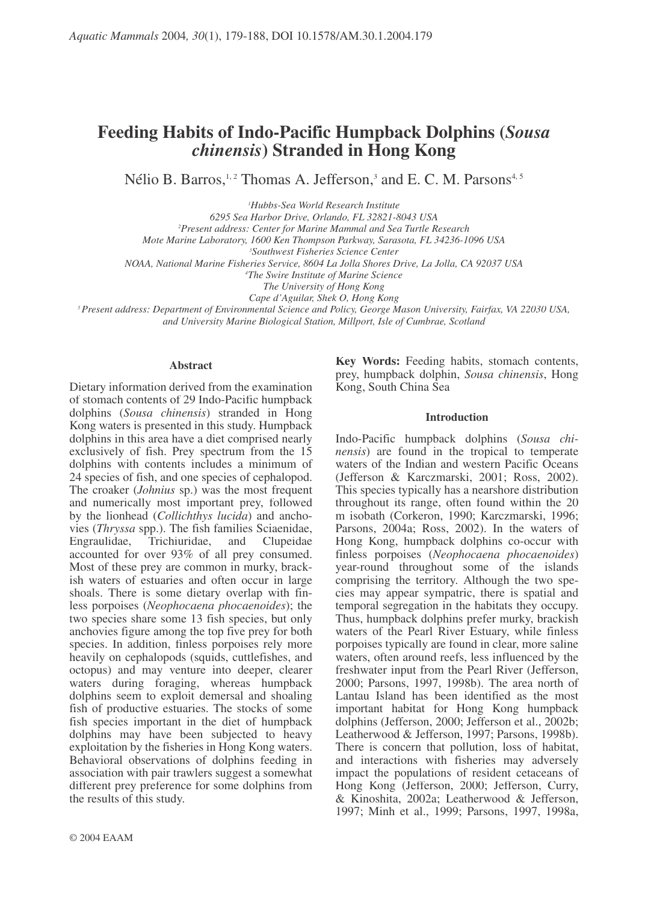# Feeding Habits of Indo-Pacific Humpback Dolphins (*Sousa chinensis*) Stranded in Hong Kong

Nélio B. Barros,[1,2] Thomas A. Jefferson,[3] and E. C. M. Parsons[4,5]

[1]*Hubbs-Sea World Research Institute*
*6295 Sea Harbor Drive, Orlando, FL 32821-8043 USA*
[2]*Present address: Center for Marine Mammal and Sea Turtle Research*
*Mote Marine Laboratory, 1600 Ken Thompson Parkway, Sarasota, FL 34236-1096 USA*
[3]*Southwest Fisheries Science Center*
*NOAA, National Marine Fisheries Service, 8604 La Jolla Shores Drive, La Jolla, CA 92037 USA*
[4]*The Swire Institute of Marine Science*
*The University of Hong Kong*
*Cape d'Aguilar, Shek O, Hong Kong*
[5]*Present address: Department of Environmental Science and Policy, George Mason University, Fairfax, VA 22030 USA, and University Marine Biological Station, Millport, Isle of Cumbrae, Scotland*

## Abstract

Dietary information derived from the examination of stomach contents of 29 Indo-Pacific humpback dolphins (*Sousa chinensis*) stranded in Hong Kong waters is presented in this study. Humpback dolphins in this area have a diet comprised nearly exclusively of fish. Prey spectrum from the 15 dolphins with contents includes a minimum of 24 species of fish, and one species of cephalopod. The croaker (*Johnius* sp.) was the most frequent and numerically most important prey, followed by the lionhead (*Collichthys lucida*) and anchovies (*Thryssa* spp.). The fish families Sciaenidae, Engraulidae, Trichiuridae, and Clupeidae accounted for over 93% of all prey consumed. Most of these prey are common in murky, brackish waters of estuaries and often occur in large shoals. There is some dietary overlap with finless porpoises (*Neophocaena phocaenoides*); the two species share some 13 fish species, but only anchovies figure among the top five prey for both species. In addition, finless porpoises rely more heavily on cephalopods (squids, cuttlefishes, and octopus) and may venture into deeper, clearer waters during foraging, whereas humpback dolphins seem to exploit demersal and shoaling fish of productive estuaries. The stocks of some fish species important in the diet of humpback dolphins may have been subjected to heavy exploitation by the fisheries in Hong Kong waters. Behavioral observations of dolphins feeding in association with pair trawlers suggest a somewhat different prey preference for some dolphins from the results of this study.

**Key Words:** Feeding habits, stomach contents, prey, humpback dolphin, *Sousa chinensis*, Hong Kong, South China Sea

## Introduction

Indo-Pacific humpback dolphins (*Sousa chinensis*) are found in the tropical to temperate waters of the Indian and western Pacific Oceans (Jefferson & Karczmarski, 2001; Ross, 2002). This species typically has a nearshore distribution throughout its range, often found within the 20 m isobath (Corkeron, 1990; Karczmarski, 1996; Parsons, 2004a; Ross, 2002). In the waters of Hong Kong, humpback dolphins co-occur with finless porpoises (*Neophocaena phocaenoides*) year-round throughout some of the islands comprising the territory. Although the two species may appear sympatric, there is spatial and temporal segregation in the habitats they occupy. Thus, humpback dolphins prefer murky, brackish waters of the Pearl River Estuary, while finless porpoises typically are found in clear, more saline waters, often around reefs, less influenced by the freshwater input from the Pearl River (Jefferson, 2000; Parsons, 1997, 1998b). The area north of Lantau Island has been identified as the most important habitat for Hong Kong humpback dolphins (Jefferson, 2000; Jefferson et al., 2002b; Leatherwood & Jefferson, 1997; Parsons, 1998b). There is concern that pollution, loss of habitat, and interactions with fisheries may adversely impact the populations of resident cetaceans of Hong Kong (Jefferson, 2000; Jefferson, Curry, & Kinoshita, 2002a; Leatherwood & Jefferson, 1997; Minh et al., 1999; Parsons, 1997, 1998a,

© 2004 EAAM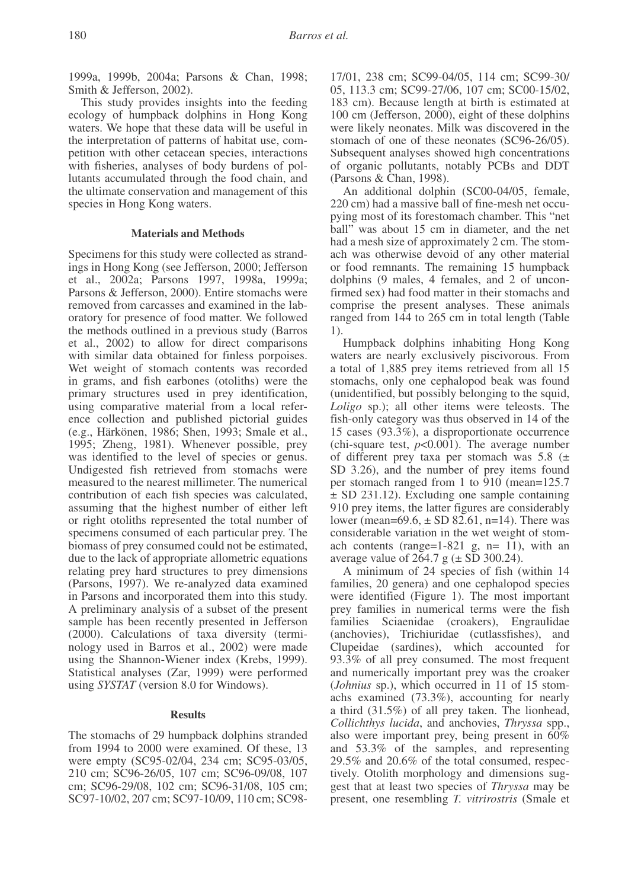1999a, 1999b, 2004a; Parsons & Chan, 1998; Smith & Jefferson, 2002).

This study provides insights into the feeding ecology of humpback dolphins in Hong Kong waters. We hope that these data will be useful in the interpretation of patterns of habitat use, competition with other cetacean species, interactions with fisheries, analyses of body burdens of pollutants accumulated through the food chain, and the ultimate conservation and management of this species in Hong Kong waters.

## Materials and Methods

Specimens for this study were collected as strandings in Hong Kong (see Jefferson, 2000; Jefferson et al., 2002a; Parsons 1997, 1998a, 1999a; Parsons & Jefferson, 2000). Entire stomachs were removed from carcasses and examined in the laboratory for presence of food matter. We followed the methods outlined in a previous study (Barros et al., 2002) to allow for direct comparisons with similar data obtained for finless porpoises. Wet weight of stomach contents was recorded in grams, and fish earbones (otoliths) were the primary structures used in prey identification, using comparative material from a local reference collection and published pictorial guides (e.g., Härkönen, 1986; Shen, 1993; Smale et al., 1995; Zheng, 1981). Whenever possible, prey was identified to the level of species or genus. Undigested fish retrieved from stomachs were measured to the nearest millimeter. The numerical contribution of each fish species was calculated, assuming that the highest number of either left or right otoliths represented the total number of specimens consumed of each particular prey. The biomass of prey consumed could not be estimated, due to the lack of appropriate allometric equations relating prey hard structures to prey dimensions (Parsons, 1997). We re-analyzed data examined in Parsons and incorporated them into this study. A preliminary analysis of a subset of the present sample has been recently presented in Jefferson (2000). Calculations of taxa diversity (terminology used in Barros et al., 2002) were made using the Shannon-Wiener index (Krebs, 1999). Statistical analyses (Zar, 1999) were performed using *SYSTAT* (version 8.0 for Windows).

## Results

The stomachs of 29 humpback dolphins stranded from 1994 to 2000 were examined. Of these, 13 were empty (SC95-02/04, 234 cm; SC95-03/05, 210 cm; SC96-26/05, 107 cm; SC96-09/08, 107 cm; SC96-29/08, 102 cm; SC96-31/08, 105 cm; SC97-10/02, 207 cm; SC97-10/09, 110 cm; SC98-17/01, 238 cm; SC99-04/05, 114 cm; SC99-30/05, 113.3 cm; SC99-27/06, 107 cm; SC00-15/02, 183 cm). Because length at birth is estimated at 100 cm (Jefferson, 2000), eight of these dolphins were likely neonates. Milk was discovered in the stomach of one of these neonates (SC96-26/05). Subsequent analyses showed high concentrations of organic pollutants, notably PCBs and DDT (Parsons & Chan, 1998).

An additional dolphin (SC00-04/05, female, 220 cm) had a massive ball of fine-mesh net occupying most of its forestomach chamber. This "net ball" was about 15 cm in diameter, and the net had a mesh size of approximately 2 cm. The stomach was otherwise devoid of any other material or food remnants. The remaining 15 humpback dolphins (9 males, 4 females, and 2 of unconfirmed sex) had food matter in their stomachs and comprise the present analyses. These animals ranged from 144 to 265 cm in total length (Table 1).

Humpback dolphins inhabiting Hong Kong waters are nearly exclusively piscivorous. From a total of 1,885 prey items retrieved from all 15 stomachs, only one cephalopod beak was found (unidentified, but possibly belonging to the squid, *Loligo* sp.); all other items were teleosts. The fish-only category was thus observed in 14 of the 15 cases (93.3%), a disproportionate occurrence (chi-square test, $p<0.001$). The average number of different prey taxa per stomach was 5.8 (± SD 3.26), and the number of prey items found per stomach ranged from 1 to 910 (mean=125.7 ± SD 231.12). Excluding one sample containing 910 prey items, the latter figures are considerably lower (mean=69.6, ± SD 82.61, n=14). There was considerable variation in the wet weight of stomach contents (range=1-821 g, n= 11), with an average value of 264.7 g (± SD 300.24).

A minimum of 24 species of fish (within 14 families, 20 genera) and one cephalopod species were identified (Figure 1). The most important prey families in numerical terms were the fish families Sciaenidae (croakers), Engraulidae (anchovies), Trichiuridae (cutlassfishes), and Clupeidae (sardines), which accounted for 93.3% of all prey consumed. The most frequent and numerically important prey was the croaker (*Johnius* sp.), which occurred in 11 of 15 stomachs examined (73.3%), accounting for nearly a third (31.5%) of all prey taken. The lionhead, *Collichthys lucida*, and anchovies, *Thryssa* spp., also were important prey, being present in 60% and 53.3% of the samples, and representing 29.5% and 20.6% of the total consumed, respectively. Otolith morphology and dimensions suggest that at least two species of *Thryssa* may be present, one resembling *T. vitrirostris* (Smale et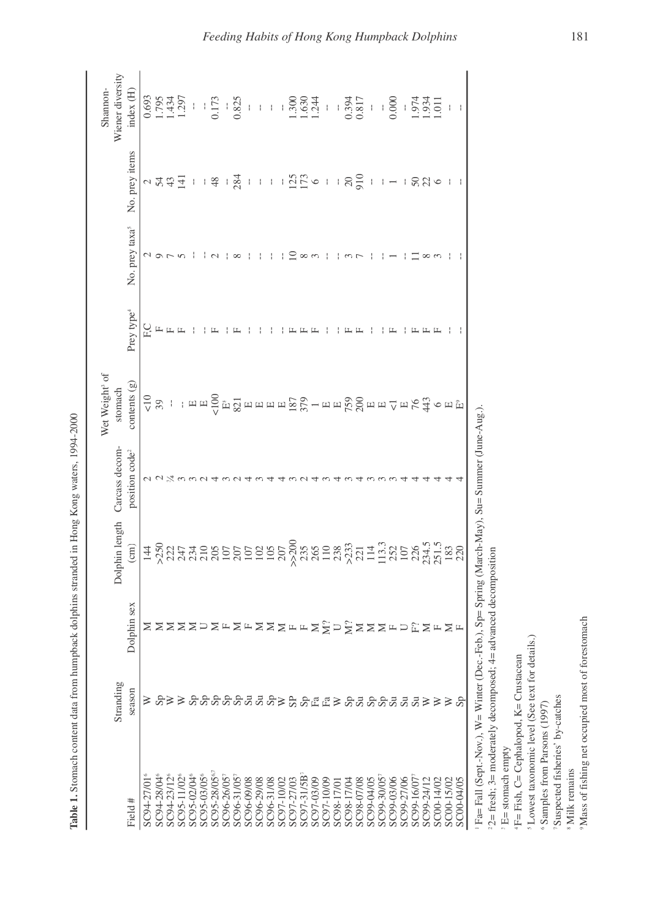**Table 1.** Stomach content data from humpback dolphins stranded in Hong Kong waters, 1994-2000

| Field # | Stranding season | Dolphin sex | Dolphin length (cm) | Carcass decom-position code[2] | Wet Weight[3] of stomach contents (g) | Prey type[4] | No. prey taxa[5] | No. prey items | Shannon-Wiener diversity index (H) |
|---|---|---|---|---|---|---|---|---|---|
| SC94-27/01[6] | W | M | 144 | 2 | <10 | F,C | 2 | 2 | 0.693 |
| SC94-28/04[6] | Sp | M | >250 | 2 | 39 | F | 9 | 54 | 1.795 |
| SC94-23/12[6] | W | M | 222 | ¾ | -- | F | 7 | 43 | 1.434 |
| SC95-11/02[6] | W | M | 247 | 3 | -- | F | 5 | 141 | 1.297 |
| SC95-02/04[6] | Sp | M | 234 | 3 | E | -- | -- | -- | -- |
| SC95-03/05[6] | Sp | U | 210 | 2 | E | -- | -- | -- | -- |
| SC95-28/05[6,7] | Sp | M | 205 | 4 | <100 | F | 2 | 48 | 0.173 |
| SC96-26/05[7] | Sp | F | 107 | 3 | E[8] | -- | -- | -- | -- |
| SC96-31/05[7] | Sp | M | 207 | 2 | 821 | F | 8 | 284 | 0.825 |
| SC96-09/08 | Su | F | 107 | 4 | E | -- | -- | -- | -- |
| SC96-29/08 | Su | M | 102 | 3 | E | -- | -- | -- | -- |
| SC96-31/08 | Sp | M | 105 | 4 | E | -- | -- | -- | -- |
| SC97-10/02 | W | M | 207 | 4 | E | -- | -- | -- | -- |
| SC97-27/03 | SP | F | >>200 | 3 | 187 | F | 10 | 125 | 1.300 |
| SC97-31/5B[7] | Sp | F | 235 | 2 | 379 | F | 8 | 173 | 1.630 |
| SC97-03/09 | Fa | M | 265 | 4 | 1 | F | 3 | 6 | 1.244 |
| SC97-10/09 | Fa | M? | 110 | 3 | E | -- | -- | -- | -- |
| SC98-17/01 | W | U | 238 | 4 | E | -- | -- | -- | -- |
| SC98-17/04 | Sp | M? | >233 | 3 | 759 | F | 3 | 20 | 0.394 |
| SC98-07/08 | Su | M | 221 | 4 | 200 | F | 7 | 910 | 0.817 |
| SC99-04/05 | Sp | M | 114 | 3 | E | -- | -- | -- | -- |
| SC99-30/05[7] | Sp | M | 113.3 | 3 | E | -- | -- | -- | -- |
| SC99-03/06 | Su | F | 252 | 3 | <1 | F | 1 | 1 | 0.000 |
| SC99-27/06 | Su | U | 107 | 4 | E | -- | -- | -- | -- |
| SC99-16/07[7] | Su | F? | 226 | 4 | 76 | F | 11 | 50 | 1.974 |
| SC99-24/12 | W | M | 234.5 | 4 | 443 | F | 8 | 22 | 1.934 |
| SC00-14/02 | W | F | 251.5 | 4 | 6 | F | 3 | 6 | 1.011 |
| SC00-15/02 | W | M | 183 | 4 | E | -- | -- | -- | -- |
| SC00-04/05 | Sp | F | 220 | 4 | E[9] | -- | -- | -- | -- |

[1] Fa= Fall (Sept.-Nov.), W= Winter (Dec.-Feb.), Sp= Spring (March-May), Su= Summer (June-Aug.).
[2] 2= fresh; 3= moderately decomposed; 4= advanced decomposition
[3] E= stomach empty
[4] F= Fish, C= Cephalopod, K= Crustacean
[5] Lowest taxonomic level (See text for details.)
[6] Samples from Parsons (1997)
[7] Suspected fisheries' by-catches
[8] Milk remains
[9] Mass of fishing net occupied most of forestomach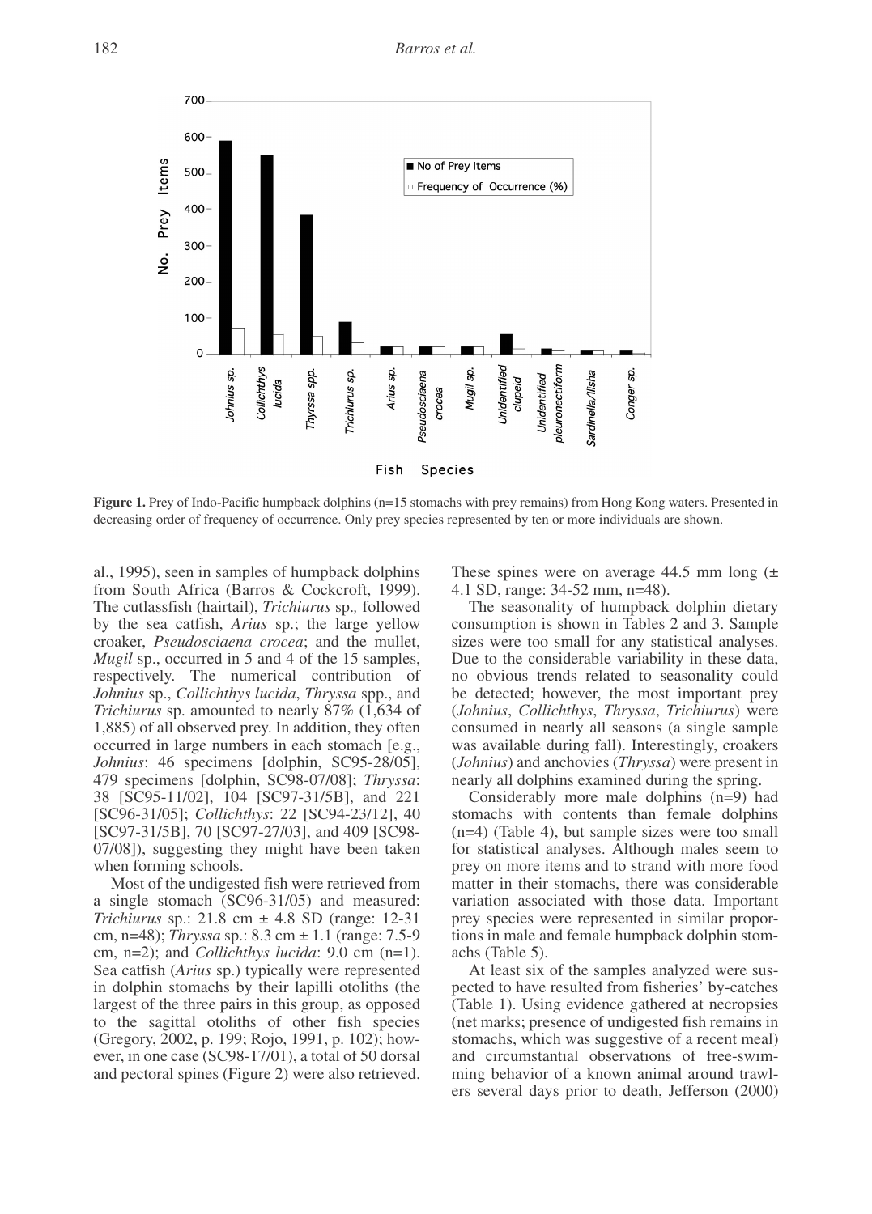**Figure 1.** Prey of Indo-Pacific humpback dolphins (n=15 stomachs with prey remains) from Hong Kong waters. Presented in decreasing order of frequency of occurrence. Only prey species represented by ten or more individuals are shown.

al., 1995), seen in samples of humpback dolphins from South Africa (Barros & Cockcroft, 1999). The cutlassfish (hairtail), *Trichiurus* sp., followed by the sea catfish, *Arius* sp.; the large yellow croaker, *Pseudosciaena crocea*; and the mullet, *Mugil* sp., occurred in 5 and 4 of the 15 samples, respectively. The numerical contribution of *Johnius* sp., *Collichthys lucida*, *Thryssa* spp., and *Trichiurus* sp. amounted to nearly 87% (1,634 of 1,885) of all observed prey. In addition, they often occurred in large numbers in each stomach [e.g., *Johnius*: 46 specimens [dolphin, SC95-28/05], 479 specimens [dolphin, SC98-07/08]; *Thryssa*: 38 [SC95-11/02], 104 [SC97-31/5B], and 221 [SC96-31/05]; *Collichthys*: 22 [SC94-23/12], 40 [SC97-31/5B], 70 [SC97-27/03], and 409 [SC98-07/08]), suggesting they might have been taken when forming schools.

Most of the undigested fish were retrieved from a single stomach (SC96-31/05) and measured: *Trichiurus* sp.: 21.8 cm ± 4.8 SD (range: 12-31 cm, n=48); *Thryssa* sp.: 8.3 cm ± 1.1 (range: 7.5-9 cm, n=2); and *Collichthys lucida*: 9.0 cm (n=1). Sea catfish (*Arius* sp.) typically were represented in dolphin stomachs by their lapilli otoliths (the largest of the three pairs in this group, as opposed to the sagittal otoliths of other fish species (Gregory, 2002, p. 199; Rojo, 1991, p. 102); however, in one case (SC98-17/01), a total of 50 dorsal and pectoral spines (Figure 2) were also retrieved. These spines were on average 44.5 mm long (± 4.1 SD, range: 34-52 mm, n=48).

The seasonality of humpback dolphin dietary consumption is shown in Tables 2 and 3. Sample sizes were too small for any statistical analyses. Due to the considerable variability in these data, no obvious trends related to seasonality could be detected; however, the most important prey (*Johnius*, *Collichthys*, *Thryssa*, *Trichiurus*) were consumed in nearly all seasons (a single sample was available during fall). Interestingly, croakers (*Johnius*) and anchovies (*Thryssa*) were present in nearly all dolphins examined during the spring.

Considerably more male dolphins (n=9) had stomachs with contents than female dolphins (n=4) (Table 4), but sample sizes were too small for statistical analyses. Although males seem to prey on more items and to strand with more food matter in their stomachs, there was considerable variation associated with those data. Important prey species were represented in similar proportions in male and female humpback dolphin stomachs (Table 5).

At least six of the samples analyzed were suspected to have resulted from fisheries' by-catches (Table 1). Using evidence gathered at necropsies (net marks; presence of undigested fish remains in stomachs, which was suggestive of a recent meal) and circumstantial observations of free-swimming behavior of a known animal around trawlers several days prior to death, Jefferson (2000)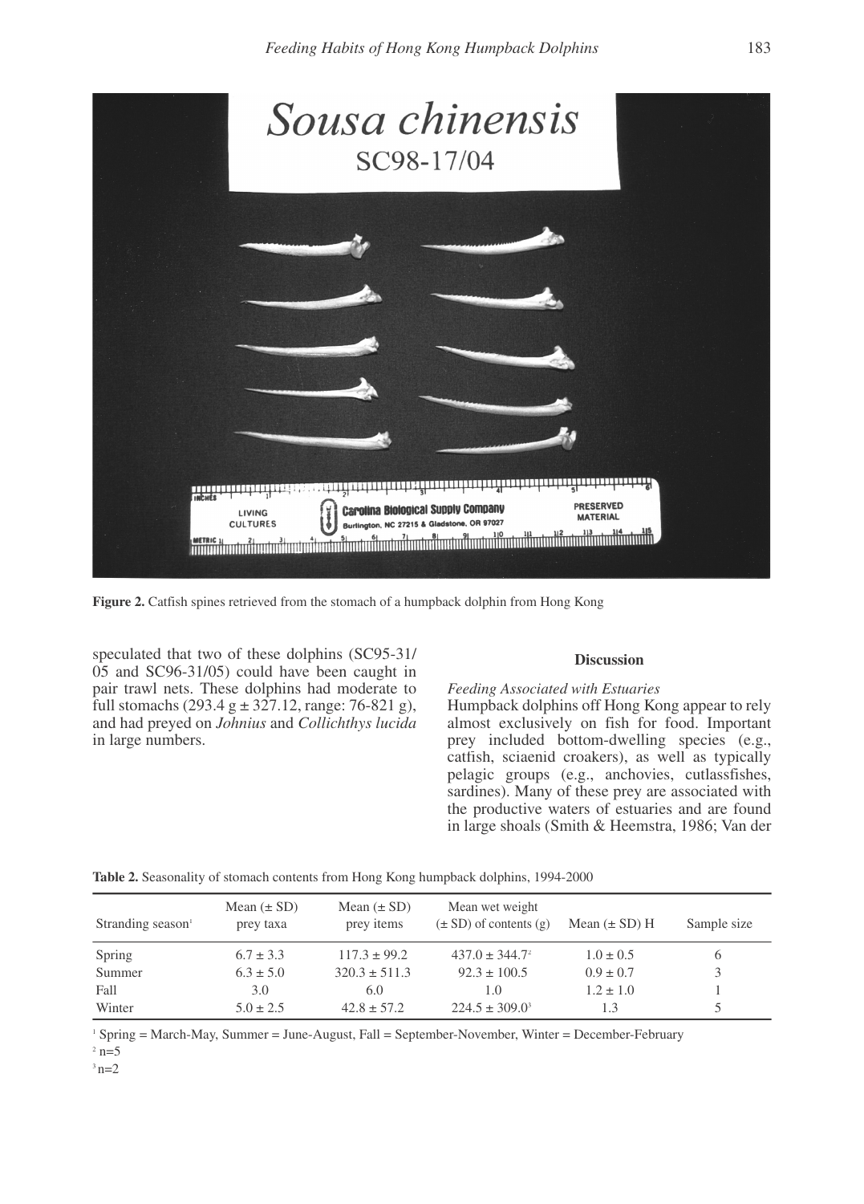**Figure 2.** Catfish spines retrieved from the stomach of a humpback dolphin from Hong Kong

speculated that two of these dolphins (SC95-31/05 and SC96-31/05) could have been caught in pair trawl nets. These dolphins had moderate to full stomachs (293.4 g ± 327.12, range: 76-821 g), and had preyed on *Johnius* and *Collichthys lucida* in large numbers.

## Discussion

### *Feeding Associated with Estuaries*

Humpback dolphins off Hong Kong appear to rely almost exclusively on fish for food. Important prey included bottom-dwelling species (e.g., catfish, sciaenid croakers), as well as typically pelagic groups (e.g., anchovies, cutlassfishes, sardines). Many of these prey are associated with the productive waters of estuaries and are found in large shoals (Smith & Heemstra, 1986; Van der

**Table 2.** Seasonality of stomach contents from Hong Kong humpback dolphins, 1994-2000

| Stranding season[1] | Mean (± SD) prey taxa | Mean (± SD) prey items | Mean wet weight (± SD) of contents (g) | Mean (± SD) H | Sample size |
|---|---|---|---|---|---|
| Spring | 6.7 ± 3.3 | 117.3 ± 99.2 | 437.0 ± 344.7[2] | 1.0 ± 0.5 | 6 |
| Summer | 6.3 ± 5.0 | 320.3 ± 511.3 | 92.3 ± 100.5 | 0.9 ± 0.7 | 3 |
| Fall | 3.0 | 6.0 | 1.0 | 1.2 ± 1.0 | 1 |
| Winter | 5.0 ± 2.5 | 42.8 ± 57.2 | 224.5 ± 309.0[3] | 1.3 | 5 |

[1] Spring = March-May, Summer = June-August, Fall = September-November, Winter = December-February

[2] n=5

[3] n=2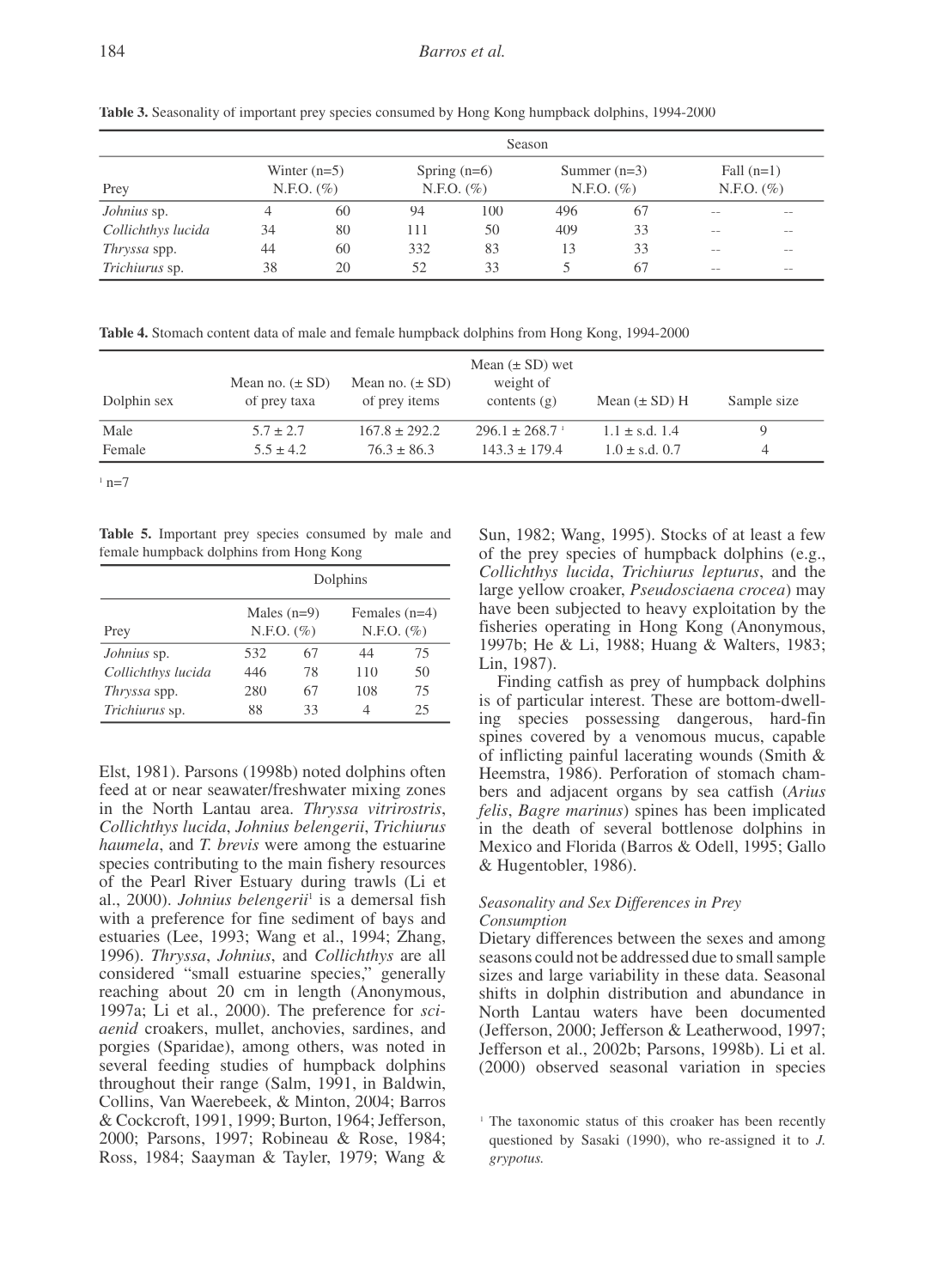**Table 3.** Seasonality of important prey species consumed by Hong Kong humpback dolphins, 1994-2000

| | Season | | | | | | | |
|---|---|---|---|---|---|---|---|---|
| | Winter (n=5) | | Spring (n=6) | | Summer (n=3) | | Fall (n=1) | |
| Prey | N. | F.O. (%) | N. | F.O. (%) | N. | F.O. (%) | N. | F.O. (%) |
| *Johnius* sp. | 4 | 60 | 94 | 100 | 496 | 67 | -- | -- |
| *Collichthys lucida* | 34 | 80 | 111 | 50 | 409 | 33 | -- | -- |
| *Thryssa* spp. | 44 | 60 | 332 | 83 | 13 | 33 | -- | -- |
| *Trichiurus* sp. | 38 | 20 | 52 | 33 | 5 | 67 | -- | -- |

**Table 4.** Stomach content data of male and female humpback dolphins from Hong Kong, 1994-2000

| Dolphin sex | Mean no. (± SD) of prey taxa | Mean no. (± SD) of prey items | Mean (± SD) wet weight of contents (g) | Mean (± SD) H | Sample size |
|---|---|---|---|---|---|
| Male | 5.7 ± 2.7 | 167.8 ± 292.2 | 296.1 ± 268.7 [1] | 1.1 ± s.d. 1.4 | 9 |
| Female | 5.5 ± 4.2 | 76.3 ± 86.3 | 143.3 ± 179.4 | 1.0 ± s.d. 0.7 | 4 |

[1] n=7

**Table 5.** Important prey species consumed by male and female humpback dolphins from Hong Kong

| | Dolphins | | | |
|---|---|---|---|---|
| | Males (n=9) | | Females (n=4) | |
| Prey | N. | F.O. (%) | N. | F.O. (%) |
| *Johnius* sp. | 532 | 67 | 44 | 75 |
| *Collichthys lucida* | 446 | 78 | 110 | 50 |
| *Thryssa* spp. | 280 | 67 | 108 | 75 |
| *Trichiurus* sp. | 88 | 33 | 4 | 25 |

Elst, 1981). Parsons (1998b) noted dolphins often feed at or near seawater/freshwater mixing zones in the North Lantau area. *Thryssa vitrirostris*, *Collichthys lucida*, *Johnius belengerii*, *Trichiurus haumela*, and *T. brevis* were among the estuarine species contributing to the main fishery resources of the Pearl River Estuary during trawls (Li et al., 2000). *Johnius belengerii*[1] is a demersal fish with a preference for fine sediment of bays and estuaries (Lee, 1993; Wang et al., 1994; Zhang, 1996). *Thryssa*, *Johnius*, and *Collichthys* are all considered "small estuarine species," generally reaching about 20 cm in length (Anonymous, 1997a; Li et al., 2000). The preference for *sciaenid* croakers, mullet, anchovies, sardines, and porgies (Sparidae), among others, was noted in several feeding studies of humpback dolphins throughout their range (Salm, 1991, in Baldwin, Collins, Van Waerebeek, & Minton, 2004; Barros & Cockcroft, 1991, 1999; Burton, 1964; Jefferson, 2000; Parsons, 1997; Robineau & Rose, 1984; Ross, 1984; Saayman & Tayler, 1979; Wang & Sun, 1982; Wang, 1995). Stocks of at least a few of the prey species of humpback dolphins (e.g., *Collichthys lucida*, *Trichiurus lepturus*, and the large yellow croaker, *Pseudosciaena crocea*) may have been subjected to heavy exploitation by the fisheries operating in Hong Kong (Anonymous, 1997b; He & Li, 1988; Huang & Walters, 1983; Lin, 1987).

Finding catfish as prey of humpback dolphins is of particular interest. These are bottom-dwelling species possessing dangerous, hard-fin spines covered by a venomous mucus, capable of inflicting painful lacerating wounds (Smith & Heemstra, 1986). Perforation of stomach chambers and adjacent organs by sea catfish (*Arius felis*, *Bagre marinus*) spines has been implicated in the death of several bottlenose dolphins in Mexico and Florida (Barros & Odell, 1995; Gallo & Hugentobler, 1986).

*Seasonality and Sex Differences in Prey Consumption*

Dietary differences between the sexes and among seasons could not be addressed due to small sample sizes and large variability in these data. Seasonal shifts in dolphin distribution and abundance in North Lantau waters have been documented (Jefferson, 2000; Jefferson & Leatherwood, 1997; Jefferson et al., 2002b; Parsons, 1998b). Li et al. (2000) observed seasonal variation in species

[1] The taxonomic status of this croaker has been recently questioned by Sasaki (1990), who re-assigned it to *J. grypotus.*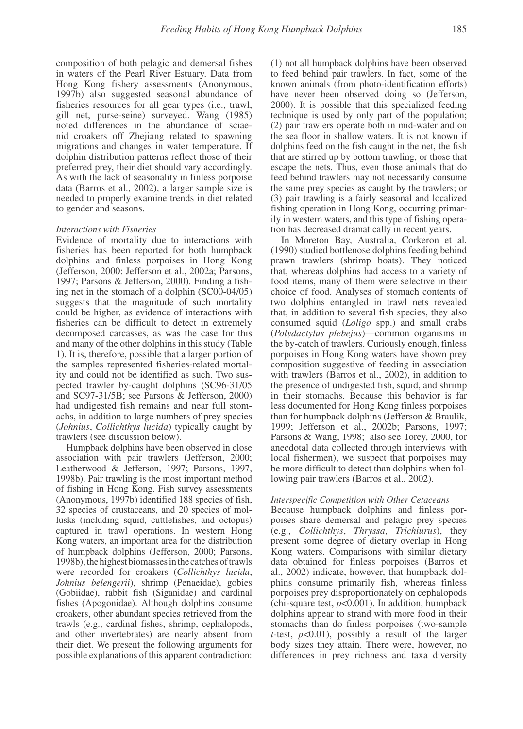composition of both pelagic and demersal fishes in waters of the Pearl River Estuary. Data from Hong Kong fishery assessments (Anonymous, 1997b) also suggested seasonal abundance of fisheries resources for all gear types (i.e., trawl, gill net, purse-seine) surveyed. Wang (1985) noted differences in the abundance of sciaenid croakers off Zhejiang related to spawning migrations and changes in water temperature. If dolphin distribution patterns reflect those of their preferred prey, their diet should vary accordingly. As with the lack of seasonality in finless porpoise data (Barros et al., 2002), a larger sample size is needed to properly examine trends in diet related to gender and seasons.

### *Interactions with Fisheries*

Evidence of mortality due to interactions with fisheries has been reported for both humpback dolphins and finless porpoises in Hong Kong (Jefferson, 2000: Jefferson et al., 2002a; Parsons, 1997; Parsons & Jefferson, 2000). Finding a fishing net in the stomach of a dolphin (SC00-04/05) suggests that the magnitude of such mortality could be higher, as evidence of interactions with fisheries can be difficult to detect in extremely decomposed carcasses, as was the case for this and many of the other dolphins in this study (Table 1). It is, therefore, possible that a larger portion of the samples represented fisheries-related mortality and could not be identified as such. Two suspected trawler by-caught dolphins (SC96-31/05 and SC97-31/5B; see Parsons & Jefferson, 2000) had undigested fish remains and near full stomachs, in addition to large numbers of prey species (*Johnius*, *Collichthys lucida*) typically caught by trawlers (see discussion below).

Humpback dolphins have been observed in close association with pair trawlers (Jefferson, 2000; Leatherwood & Jefferson, 1997; Parsons, 1997, 1998b). Pair trawling is the most important method of fishing in Hong Kong. Fish survey assessments (Anonymous, 1997b) identified 188 species of fish, 32 species of crustaceans, and 20 species of mollusks (including squid, cuttlefishes, and octopus) captured in trawl operations. In western Hong Kong waters, an important area for the distribution of humpback dolphins (Jefferson, 2000; Parsons, 1998b), the highest biomasses in the catches of trawls were recorded for croakers (*Collichthys lucida*, *Johnius belengerii*), shrimp (Penaeidae), gobies (Gobiidae), rabbit fish (Siganidae) and cardinal fishes (Apogonidae). Although dolphins consume croakers, other abundant species retrieved from the trawls (e.g., cardinal fishes, shrimp, cephalopods, and other invertebrates) are nearly absent from their diet. We present the following arguments for possible explanations of this apparent contradiction: (1) not all humpback dolphins have been observed to feed behind pair trawlers. In fact, some of the known animals (from photo-identification efforts) have never been observed doing so (Jefferson, 2000). It is possible that this specialized feeding technique is used by only part of the population; (2) pair trawlers operate both in mid-water and on the sea floor in shallow waters. It is not known if dolphins feed on the fish caught in the net, the fish that are stirred up by bottom trawling, or those that escape the nets. Thus, even those animals that do feed behind trawlers may not necessarily consume the same prey species as caught by the trawlers; or (3) pair trawling is a fairly seasonal and localized fishing operation in Hong Kong, occurring primarily in western waters, and this type of fishing operation has decreased dramatically in recent years.

In Moreton Bay, Australia, Corkeron et al. (1990) studied bottlenose dolphins feeding behind prawn trawlers (shrimp boats). They noticed that, whereas dolphins had access to a variety of food items, many of them were selective in their choice of food. Analyses of stomach contents of two dolphins entangled in trawl nets revealed that, in addition to several fish species, they also consumed squid (*Loligo* spp.) and small crabs (*Polydactylus plebejus*)—common organisms in the by-catch of trawlers. Curiously enough, finless porpoises in Hong Kong waters have shown prey composition suggestive of feeding in association with trawlers (Barros et al., 2002), in addition to the presence of undigested fish, squid, and shrimp in their stomachs. Because this behavior is far less documented for Hong Kong finless porpoises than for humpback dolphins (Jefferson & Braulik, 1999; Jefferson et al., 2002b; Parsons, 1997; Parsons & Wang, 1998; also see Torey, 2000, for anecdotal data collected through interviews with local fishermen), we suspect that porpoises may be more difficult to detect than dolphins when following pair trawlers (Barros et al., 2002).

### *Interspecific Competition with Other Cetaceans*

Because humpback dolphins and finless porpoises share demersal and pelagic prey species (e.g., *Collichthys*, *Thryssa*, *Trichiurus*), they present some degree of dietary overlap in Hong Kong waters. Comparisons with similar dietary data obtained for finless porpoises (Barros et al., 2002) indicate, however, that humpback dolphins consume primarily fish, whereas finless porpoises prey disproportionately on cephalopods (chi-square test, $p<0.001$). In addition, humpback dolphins appear to strand with more food in their stomachs than do finless porpoises (two-sample $t$-test, $p<0.01$), possibly a result of the larger body sizes they attain. There were, however, no differences in prey richness and taxa diversity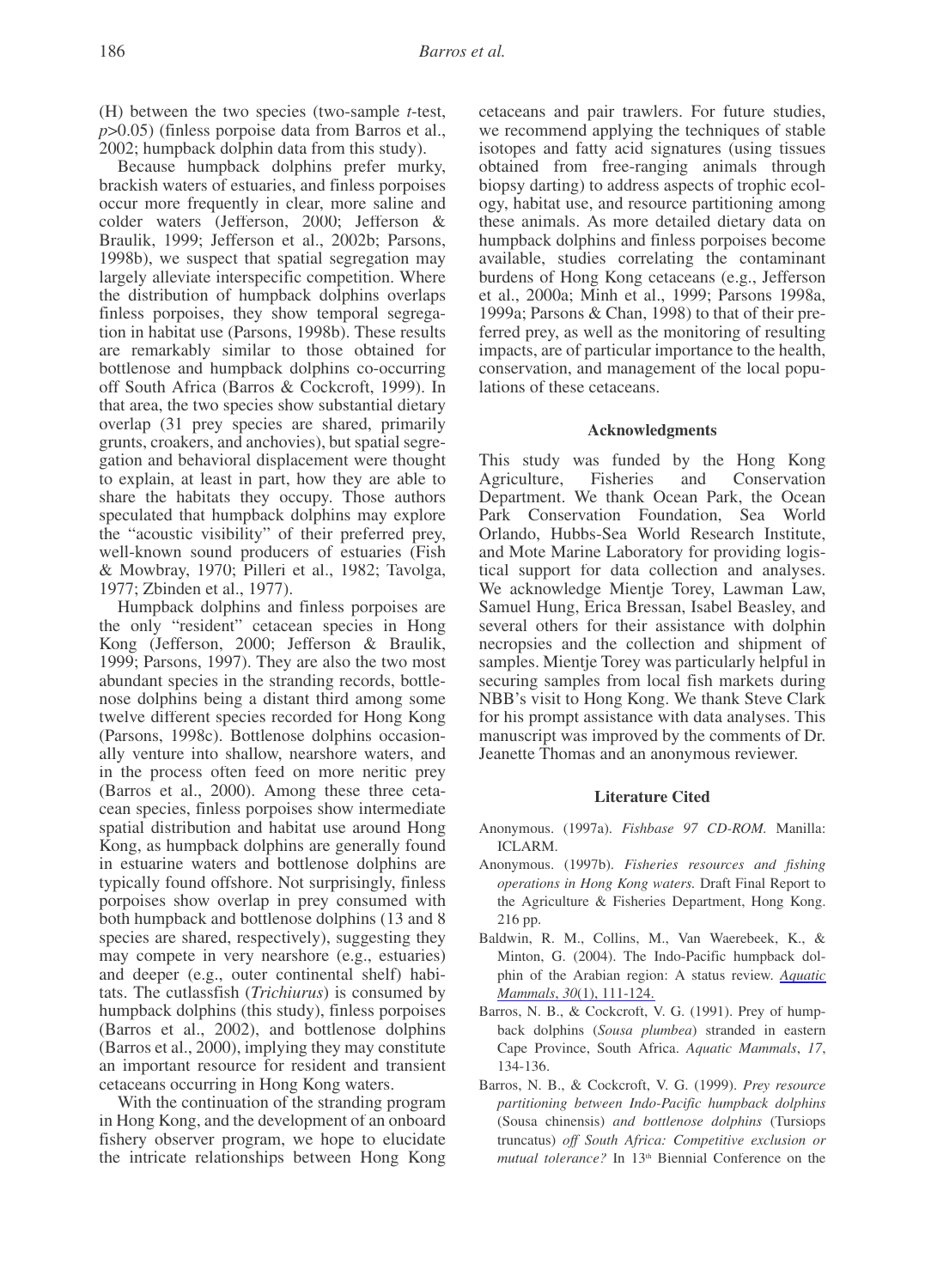(H) between the two species (two-sample *t*-test, $p>0.05$) (finless porpoise data from Barros et al., 2002; humpback dolphin data from this study).

Because humpback dolphins prefer murky, brackish waters of estuaries, and finless porpoises occur more frequently in clear, more saline and colder waters (Jefferson, 2000; Jefferson & Braulik, 1999; Jefferson et al., 2002b; Parsons, 1998b), we suspect that spatial segregation may largely alleviate interspecific competition. Where the distribution of humpback dolphins overlaps finless porpoises, they show temporal segregation in habitat use (Parsons, 1998b). These results are remarkably similar to those obtained for bottlenose and humpback dolphins co-occurring off South Africa (Barros & Cockcroft, 1999). In that area, the two species show substantial dietary overlap (31 prey species are shared, primarily grunts, croakers, and anchovies), but spatial segregation and behavioral displacement were thought to explain, at least in part, how they are able to share the habitats they occupy. Those authors speculated that humpback dolphins may explore the "acoustic visibility" of their preferred prey, well-known sound producers of estuaries (Fish & Mowbray, 1970; Pilleri et al., 1982; Tavolga, 1977; Zbinden et al., 1977).

Humpback dolphins and finless porpoises are the only "resident" cetacean species in Hong Kong (Jefferson, 2000; Jefferson & Braulik, 1999; Parsons, 1997). They are also the two most abundant species in the stranding records, bottlenose dolphins being a distant third among some twelve different species recorded for Hong Kong (Parsons, 1998c). Bottlenose dolphins occasionally venture into shallow, nearshore waters, and in the process often feed on more neritic prey (Barros et al., 2000). Among these three cetacean species, finless porpoises show intermediate spatial distribution and habitat use around Hong Kong, as humpback dolphins are generally found in estuarine waters and bottlenose dolphins are typically found offshore. Not surprisingly, finless porpoises show overlap in prey consumed with both humpback and bottlenose dolphins (13 and 8 species are shared, respectively), suggesting they may compete in very nearshore (e.g., estuaries) and deeper (e.g., outer continental shelf) habitats. The cutlassfish (*Trichiurus*) is consumed by humpback dolphins (this study), finless porpoises (Barros et al., 2002), and bottlenose dolphins (Barros et al., 2000), implying they may constitute an important resource for resident and transient cetaceans occurring in Hong Kong waters.

With the continuation of the stranding program in Hong Kong, and the development of an onboard fishery observer program, we hope to elucidate the intricate relationships between Hong Kong cetaceans and pair trawlers. For future studies, we recommend applying the techniques of stable isotopes and fatty acid signatures (using tissues obtained from free-ranging animals through biopsy darting) to address aspects of trophic ecology, habitat use, and resource partitioning among these animals. As more detailed dietary data on humpback dolphins and finless porpoises become available, studies correlating the contaminant burdens of Hong Kong cetaceans (e.g., Jefferson et al., 2000a; Minh et al., 1999; Parsons 1998a, 1999a; Parsons & Chan, 1998) to that of their preferred prey, as well as the monitoring of resulting impacts, are of particular importance to the health, conservation, and management of the local populations of these cetaceans.

## Acknowledgments

This study was funded by the Hong Kong Agriculture, Fisheries and Conservation Department. We thank Ocean Park, the Ocean Park Conservation Foundation, Sea World Orlando, Hubbs-Sea World Research Institute, and Mote Marine Laboratory for providing logistical support for data collection and analyses. We acknowledge Mientje Torey, Lawman Law, Samuel Hung, Erica Bressan, Isabel Beasley, and several others for their assistance with dolphin necropsies and the collection and shipment of samples. Mientje Torey was particularly helpful in securing samples from local fish markets during NBB's visit to Hong Kong. We thank Steve Clark for his prompt assistance with data analyses. This manuscript was improved by the comments of Dr. Jeanette Thomas and an anonymous reviewer.

## Literature Cited

Anonymous. (1997a). *Fishbase 97 CD-ROM*. Manilla: ICLARM.

Anonymous. (1997b). *Fisheries resources and fishing operations in Hong Kong waters.* Draft Final Report to the Agriculture & Fisheries Department, Hong Kong. 216 pp.

Baldwin, R. M., Collins, M., Van Waerebeek, K., & Minton, G. (2004). The Indo-Pacific humpback dolphin of the Arabian region: A status review. *Aquatic Mammals*, *30*(1), 111-124.

Barros, N. B., & Cockcroft, V. G. (1991). Prey of humpback dolphins (*Sousa plumbea*) stranded in eastern Cape Province, South Africa. *Aquatic Mammals*, *17*, 134-136.

Barros, N. B., & Cockcroft, V. G. (1999). *Prey resource partitioning between Indo-Pacific humpback dolphins* (Sousa chinensis) *and bottlenose dolphins* (Tursiops truncatus) *off South Africa: Competitive exclusion or mutual tolerance?* In 13[th] Biennial Conference on the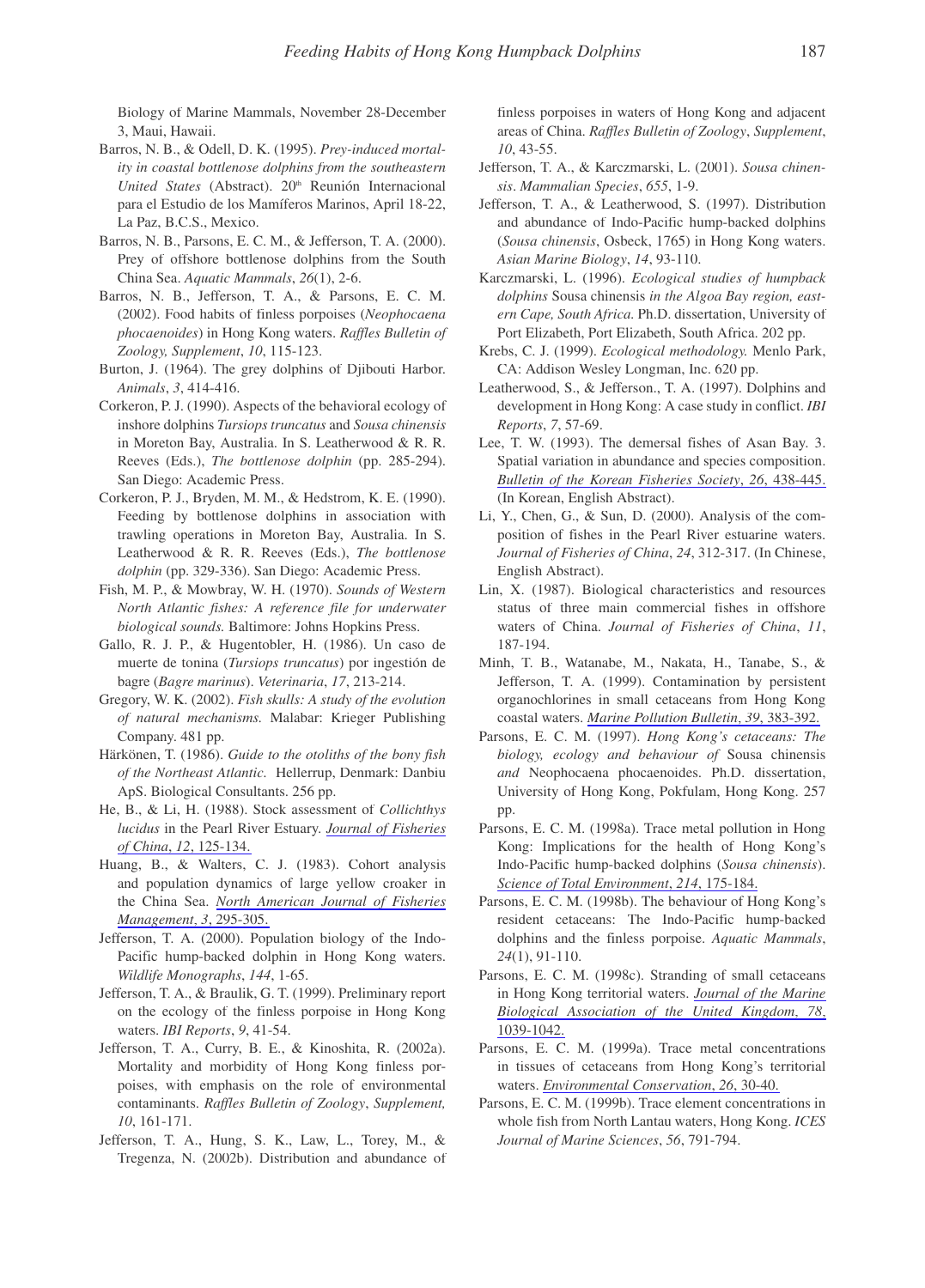Biology of Marine Mammals, November 28-December 3, Maui, Hawaii.

Barros, N. B., & Odell, D. K. (1995). *Prey-induced mortality in coastal bottlenose dolphins from the southeastern United States* (Abstract). 20th Reunión Internacional para el Estudio de los Mamíferos Marinos, April 18-22, La Paz, B.C.S., Mexico.

Barros, N. B., Parsons, E. C. M., & Jefferson, T. A. (2000). Prey of offshore bottlenose dolphins from the South China Sea. *Aquatic Mammals*, *26*(1), 2-6.

Barros, N. B., Jefferson, T. A., & Parsons, E. C. M. (2002). Food habits of finless porpoises (*Neophocaena phocaenoides*) in Hong Kong waters. *Raffles Bulletin of Zoology, Supplement*, *10*, 115-123.

Burton, J. (1964). The grey dolphins of Djibouti Harbor. *Animals*, *3*, 414-416.

Corkeron, P. J. (1990). Aspects of the behavioral ecology of inshore dolphins *Tursiops truncatus* and *Sousa chinensis* in Moreton Bay, Australia. In S. Leatherwood & R. R. Reeves (Eds.), *The bottlenose dolphin* (pp. 285-294). San Diego: Academic Press.

Corkeron, P. J., Bryden, M. M., & Hedstrom, K. E. (1990). Feeding by bottlenose dolphins in association with trawling operations in Moreton Bay, Australia. In S. Leatherwood & R. R. Reeves (Eds.), *The bottlenose dolphin* (pp. 329-336). San Diego: Academic Press.

Fish, M. P., & Mowbray, W. H. (1970). *Sounds of Western North Atlantic fishes: A reference file for underwater biological sounds.* Baltimore: Johns Hopkins Press.

Gallo, R. J. P., & Hugentobler, H. (1986). Un caso de muerte de tonina (*Tursiops truncatus*) por ingestión de bagre (*Bagre marinus*). *Veterinaria*, *17*, 213-214.

Gregory, W. K. (2002). *Fish skulls: A study of the evolution of natural mechanisms.* Malabar: Krieger Publishing Company. 481 pp.

Härkönen, T. (1986). *Guide to the otoliths of the bony fish of the Northeast Atlantic*. Hellerrup, Denmark: Danbiu ApS. Biological Consultants. 256 pp.

He, B., & Li, H. (1988). Stock assessment of *Collichthys lucidus* in the Pearl River Estuary. *Journal of Fisheries of China*, *12*, 125-134.

Huang, B., & Walters, C. J. (1983). Cohort analysis and population dynamics of large yellow croaker in the China Sea. *North American Journal of Fisheries Management*, *3*, 295-305.

Jefferson, T. A. (2000). Population biology of the Indo-Pacific hump-backed dolphin in Hong Kong waters. *Wildlife Monographs*, *144*, 1-65.

Jefferson, T. A., & Braulik, G. T. (1999). Preliminary report on the ecology of the finless porpoise in Hong Kong waters. *IBI Reports*, *9*, 41-54.

Jefferson, T. A., Curry, B. E., & Kinoshita, R. (2002a). Mortality and morbidity of Hong Kong finless porpoises, with emphasis on the role of environmental contaminants. *Raffles Bulletin of Zoology*, *Supplement, 10*, 161-171.

Jefferson, T. A., Hung, S. K., Law, L., Torey, M., & Tregenza, N. (2002b). Distribution and abundance of finless porpoises in waters of Hong Kong and adjacent areas of China. *Raffles Bulletin of Zoology*, *Supplement*, *10*, 43-55.

Jefferson, T. A., & Karczmarski, L. (2001). *Sousa chinensis*. *Mammalian Species*, *655*, 1-9.

Jefferson, T. A., & Leatherwood, S. (1997). Distribution and abundance of Indo-Pacific hump-backed dolphins (*Sousa chinensis*, Osbeck, 1765) in Hong Kong waters. *Asian Marine Biology*, *14*, 93-110.

Karczmarski, L. (1996). *Ecological studies of humpback dolphins* Sousa chinensis *in the Algoa Bay region, eastern Cape, South Africa.* Ph.D. dissertation, University of Port Elizabeth, Port Elizabeth, South Africa. 202 pp.

Krebs, C. J. (1999). *Ecological methodology.* Menlo Park, CA: Addison Wesley Longman, Inc. 620 pp.

Leatherwood, S., & Jefferson., T. A. (1997). Dolphins and development in Hong Kong: A case study in conflict. *IBI Reports*, *7*, 57-69.

Lee, T. W. (1993). The demersal fishes of Asan Bay. 3. Spatial variation in abundance and species composition. *Bulletin of the Korean Fisheries Society*, *26*, 438-445. (In Korean, English Abstract).

Li, Y., Chen, G., & Sun, D. (2000). Analysis of the composition of fishes in the Pearl River estuarine waters. *Journal of Fisheries of China*, *24*, 312-317. (In Chinese, English Abstract).

Lin, X. (1987). Biological characteristics and resources status of three main commercial fishes in offshore waters of China. *Journal of Fisheries of China*, *11*, 187-194.

Minh, T. B., Watanabe, M., Nakata, H., Tanabe, S., & Jefferson, T. A. (1999). Contamination by persistent organochlorines in small cetaceans from Hong Kong coastal waters. *Marine Pollution Bulletin*, *39*, 383-392.

Parsons, E. C. M. (1997). *Hong Kong's cetaceans: The biology, ecology and behaviour of* Sousa chinensis *and* Neophocaena phocaenoides. Ph.D. dissertation, University of Hong Kong, Pokfulam, Hong Kong. 257 pp.

Parsons, E. C. M. (1998a). Trace metal pollution in Hong Kong: Implications for the health of Hong Kong's Indo-Pacific hump-backed dolphins (*Sousa chinensis*). *Science of Total Environment*, *214*, 175-184.

Parsons, E. C. M. (1998b). The behaviour of Hong Kong's resident cetaceans: The Indo-Pacific hump-backed dolphins and the finless porpoise. *Aquatic Mammals*, *24*(1), 91-110.

Parsons, E. C. M. (1998c). Stranding of small cetaceans in Hong Kong territorial waters. *Journal of the Marine Biological Association of the United Kingdom*, *78*, 1039-1042.

Parsons, E. C. M. (1999a). Trace metal concentrations in tissues of cetaceans from Hong Kong's territorial waters. *Environmental Conservation*, *26*, 30-40.

Parsons, E. C. M. (1999b). Trace element concentrations in whole fish from North Lantau waters, Hong Kong. *ICES Journal of Marine Sciences*, *56*, 791-794.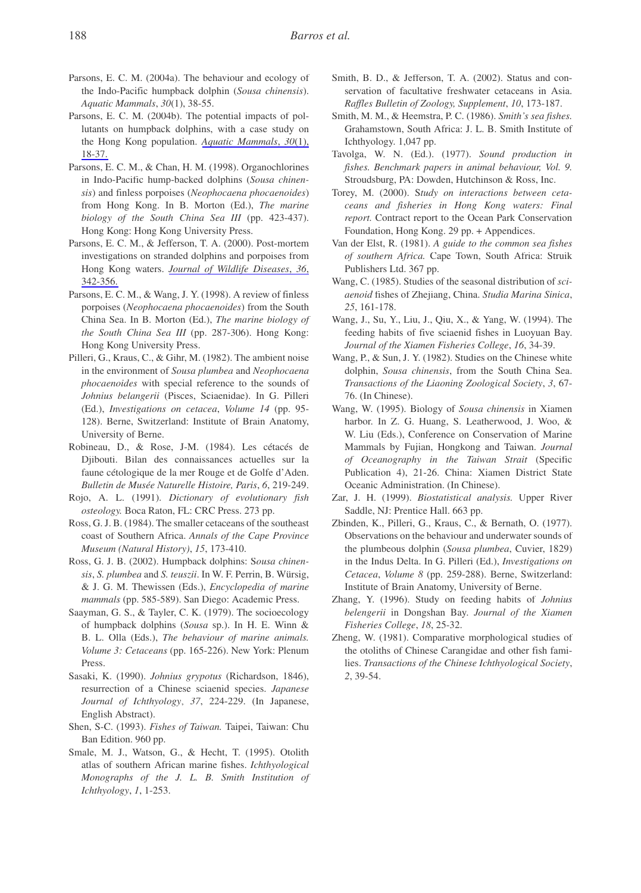Parsons, E. C. M. (2004a). The behaviour and ecology of the Indo-Pacific humpback dolphin (*Sousa chinensis*). *Aquatic Mammals*, *30*(1), 38-55.

Parsons, E. C. M. (2004b). The potential impacts of pollutants on humpback dolphins, with a case study on the Hong Kong population. *Aquatic Mammals*, *30*(1), 18-37.

Parsons, E. C. M., & Chan, H. M. (1998). Organochlorines in Indo-Pacific hump-backed dolphins (*Sousa chinensis*) and finless porpoises (*Neophocaena phocaenoides*) from Hong Kong. In B. Morton (Ed.), *The marine biology of the South China Sea III* (pp. 423-437). Hong Kong: Hong Kong University Press.

Parsons, E. C. M., & Jefferson, T. A. (2000). Post-mortem investigations on stranded dolphins and porpoises from Hong Kong waters. *Journal of Wildlife Diseases*, *36*, 342-356.

Parsons, E. C. M., & Wang, J. Y. (1998). A review of finless porpoises (*Neophocaena phocaenoides*) from the South China Sea. In B. Morton (Ed.), *The marine biology of the South China Sea III* (pp. 287-306). Hong Kong: Hong Kong University Press.

Pilleri, G., Kraus, C., & Gihr, M. (1982). The ambient noise in the environment of *Sousa plumbea* and *Neophocaena phocaenoides* with special reference to the sounds of *Johnius belangerii* (Pisces, Sciaenidae). In G. Pilleri (Ed.), *Investigations on cetacea*, *Volume 14* (pp. 95-128). Berne, Switzerland: Institute of Brain Anatomy, University of Berne.

Robineau, D., & Rose, J-M. (1984). Les cétacés de Djibouti. Bilan des connaissances actuelles sur la faune cétologique de la mer Rouge et de Golfe d'Aden. *Bulletin de Musée Naturelle Histoire, Paris*, *6*, 219-249.

Rojo, A. L. (1991). *Dictionary of evolutionary fish osteology.* Boca Raton, FL: CRC Press. 273 pp.

Ross, G. J. B. (1984). The smaller cetaceans of the southeast coast of Southern Africa. *Annals of the Cape Province Museum (Natural History)*, *15*, 173-410.

Ross, G. J. B. (2002). Humpback dolphins: *Sousa chinensis*, *S. plumbea* and *S. teuszii*. In W. F. Perrin, B. Würsig, & J. G. M. Thewissen (Eds.), *Encyclopedia of marine mammals* (pp. 585-589). San Diego: Academic Press.

Saayman, G. S., & Tayler, C. K. (1979). The socioecology of humpback dolphins (*Sousa* sp.). In H. E. Winn & B. L. Olla (Eds.), *The behaviour of marine animals. Volume 3: Cetaceans* (pp. 165-226). New York: Plenum Press.

Sasaki, K. (1990). *Johnius grypotus* (Richardson, 1846), resurrection of a Chinese sciaenid species. *Japanese Journal of Ichthyology*, *37*, 224-229. (In Japanese, English Abstract).

Shen, S-C. (1993). *Fishes of Taiwan.* Taipei, Taiwan: Chu Ban Edition. 960 pp.

Smale, M. J., Watson, G., & Hecht, T. (1995). Otolith atlas of southern African marine fishes. *Ichthyological Monographs of the J. L. B. Smith Institution of Ichthyology*, *1*, 1-253.

Smith, B. D., & Jefferson, T. A. (2002). Status and conservation of facultative freshwater cetaceans in Asia. *Raffles Bulletin of Zoology, Supplement*, *10*, 173-187.

Smith, M. M., & Heemstra, P. C. (1986). *Smith's sea fishes.* Grahamstown, South Africa: J. L. B. Smith Institute of Ichthyology. 1,047 pp.

Tavolga, W. N. (Ed.). (1977). *Sound production in fishes. Benchmark papers in animal behaviour, Vol. 9.* Stroudsburg, PA: Dowden, Hutchinson & Ross, Inc.

Torey, M. (2000). *Study on interactions between cetaceans and fisheries in Hong Kong waters: Final report.* Contract report to the Ocean Park Conservation Foundation, Hong Kong. 29 pp. + Appendices.

Van der Elst, R. (1981). *A guide to the common sea fishes of southern Africa.* Cape Town, South Africa: Struik Publishers Ltd. 367 pp.

Wang, C. (1985). Studies of the seasonal distribution of *sciaenoid* fishes of Zhejiang, China. *Studia Marina Sinica*, *25*, 161-178.

Wang, J., Su, Y., Liu, J., Qiu, X., & Yang, W. (1994). The feeding habits of five sciaenid fishes in Luoyuan Bay. *Journal of the Xiamen Fisheries College*, *16*, 34-39.

Wang, P., & Sun, J. Y. (1982). Studies on the Chinese white dolphin, *Sousa chinensis*, from the South China Sea. *Transactions of the Liaoning Zoological Society*, *3*, 67-76. (In Chinese).

Wang, W. (1995). Biology of *Sousa chinensis* in Xiamen harbor. In Z. G. Huang, S. Leatherwood, J. Woo, & W. Liu (Eds.), Conference on Conservation of Marine Mammals by Fujian, Hongkong and Taiwan. *Journal of Oceanography in the Taiwan Strait* (Specific Publication 4), 21-26. China: Xiamen District State Oceanic Administration. (In Chinese).

Zar, J. H. (1999). *Biostatistical analysis.* Upper River Saddle, NJ: Prentice Hall. 663 pp.

Zbinden, K., Pilleri, G., Kraus, C., & Bernath, O. (1977). Observations on the behaviour and underwater sounds of the plumbeous dolphin (*Sousa plumbea*, Cuvier, 1829) in the Indus Delta. In G. Pilleri (Ed.), *Investigations on Cetacea*, *Volume 8* (pp. 259-288). Berne, Switzerland: Institute of Brain Anatomy, University of Berne.

Zhang, Y. (1996). Study on feeding habits of *Johnius belengerii* in Dongshan Bay. *Journal of the Xiamen Fisheries College*, *18*, 25-32.

Zheng, W. (1981). Comparative morphological studies of the otoliths of Chinese Carangidae and other fish families. *Transactions of the Chinese Ichthyological Society*, *2*, 39-54.